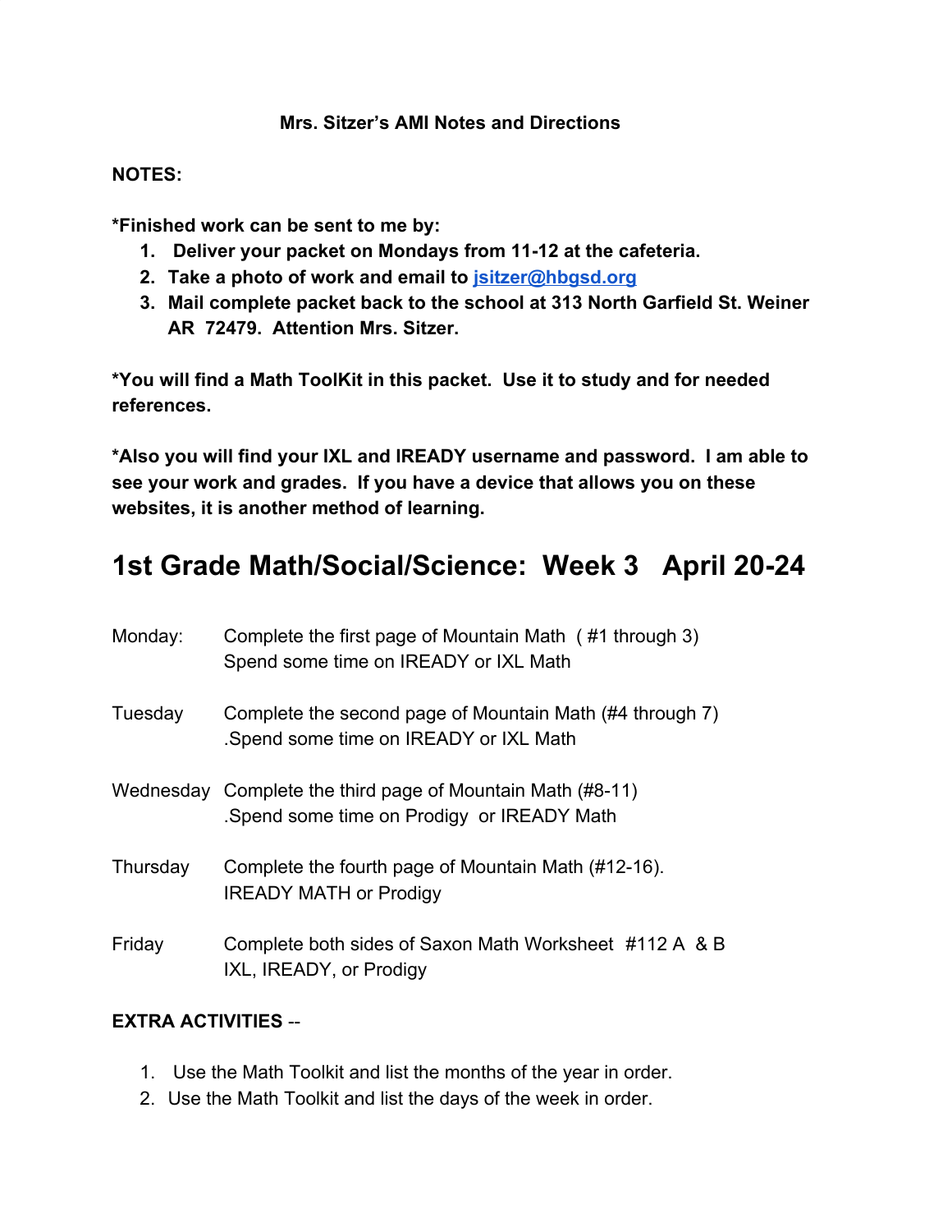**Mrs. Sitzer's AMI Notes and Directions**

**NOTES:**

**\*Finished work can be sent to me by:**

1. **Deliver your packet on Mondays from 11-12 at the cafeteria.**
2. **Take a photo of work and email to [jsitzer@hbgsd.org](mailto:jsitzer@hbgsd.org)**
3. **Mail complete packet back to the school at 313 North Garfield St. Weiner AR 72479. Attention Mrs. Sitzer.**

**\*You will find a Math ToolKit in this packet. Use it to study and for needed references.**

**\*Also you will find your IXL and IREADY username and password. I am able to see your work and grades. If you have a device that allows you on these websites, it is another method of learning.**

# 1st Grade Math/Social/Science: Week 3 April 20-24

| | |
|---|---|
| Monday: | Complete the first page of Mountain Math ( #1 through 3)<br>Spend some time on IREADY or IXL Math |
| Tuesday | Complete the second page of Mountain Math (#4 through 7)<br>.Spend some time on IREADY or IXL Math |
| Wednesday | Complete the third page of Mountain Math (#8-11)<br>.Spend some time on Prodigy or IREADY Math |
| Thursday | Complete the fourth page of Mountain Math (#12-16).<br>IREADY MATH or Prodigy |
| Friday | Complete both sides of Saxon Math Worksheet #112 A & B<br>IXL, IREADY, or Prodigy |

**EXTRA ACTIVITIES** --

1. Use the Math Toolkit and list the months of the year in order.
2. Use the Math Toolkit and list the days of the week in order.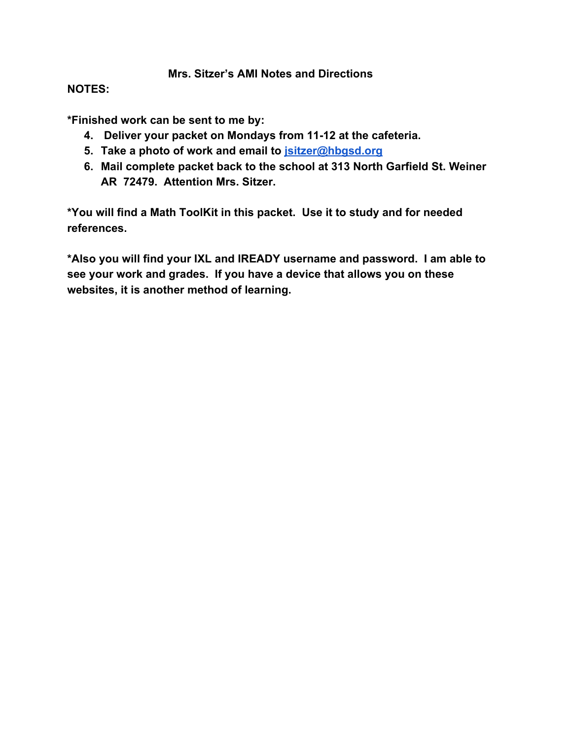**Mrs. Sitzer's AMI Notes and Directions**

**NOTES:**

**\*Finished work can be sent to me by:**

4. **Deliver your packet on Mondays from 11-12 at the cafeteria.**
5. **Take a photo of work and email to [jsitzer@hbgsd.org](mailto:jsitzer@hbgsd.org)**
6. **Mail complete packet back to the school at 313 North Garfield St. Weiner AR 72479. Attention Mrs. Sitzer.**

**\*You will find a Math ToolKit in this packet. Use it to study and for needed references.**

**\*Also you will find your IXL and IREADY username and password. I am able to see your work and grades. If you have a device that allows you on these websites, it is another method of learning.**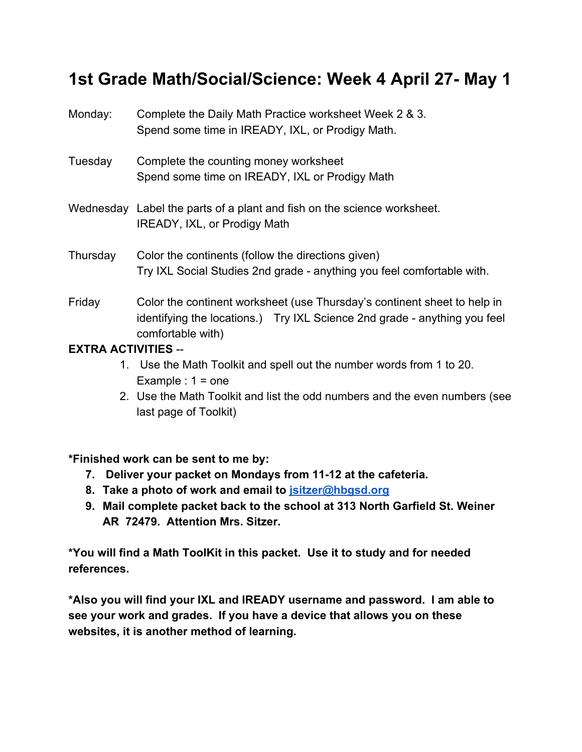# 1st Grade Math/Social/Science: Week 4 April 27- May 1

Monday: Complete the Daily Math Practice worksheet Week 2 & 3.
Spend some time in IREADY, IXL, or Prodigy Math.

Tuesday Complete the counting money worksheet
Spend some time on IREADY, IXL or Prodigy Math

Wednesday Label the parts of a plant and fish on the science worksheet.
IREADY, IXL, or Prodigy Math

Thursday Color the continents (follow the directions given)
Try IXL Social Studies 2nd grade - anything you feel comfortable with.

Friday Color the continent worksheet (use Thursday's continent sheet to help in identifying the locations.) Try IXL Science 2nd grade - anything you feel comfortable with)

**EXTRA ACTIVITIES** --

1. Use the Math Toolkit and spell out the number words from 1 to 20.
   Example : 1 = one
2. Use the Math Toolkit and list the odd numbers and the even numbers (see last page of Toolkit)

**\*Finished work can be sent to me by:**

7. **Deliver your packet on Mondays from 11-12 at the cafeteria.**
8. **Take a photo of work and email to [jsitzer@hbgsd.org](mailto:jsitzer@hbgsd.org)**
9. **Mail complete packet back to the school at 313 North Garfield St. Weiner AR 72479. Attention Mrs. Sitzer.**

**\*You will find a Math ToolKit in this packet. Use it to study and for needed references.**

**\*Also you will find your IXL and IREADY username and password. I am able to see your work and grades. If you have a device that allows you on these websites, it is another method of learning.**